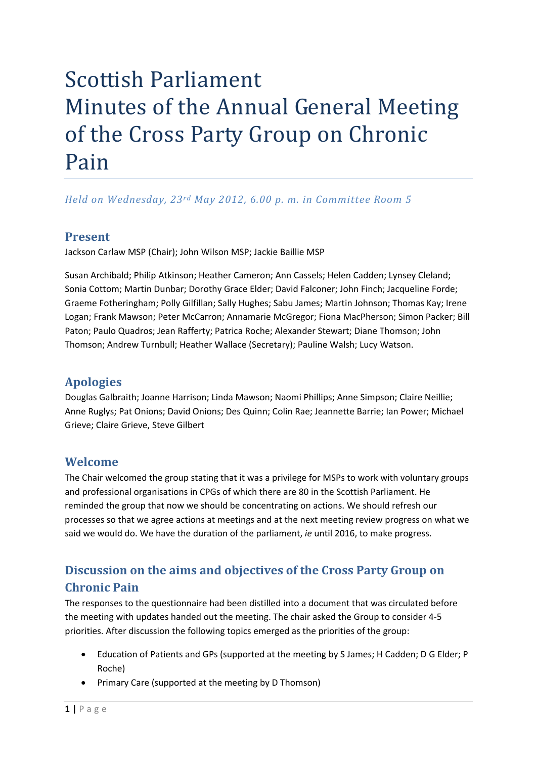# Scottish Parliament
# Minutes of the Annual General Meeting of the Cross Party Group on Chronic Pain

*Held on Wednesday, 23rd May 2012, 6.00 p. m. in Committee Room 5*

## Present

Jackson Carlaw MSP (Chair); John Wilson MSP; Jackie Baillie MSP

Susan Archibald; Philip Atkinson; Heather Cameron; Ann Cassels; Helen Cadden; Lynsey Cleland; Sonia Cottom; Martin Dunbar; Dorothy Grace Elder; David Falconer; John Finch; Jacqueline Forde; Graeme Fotheringham; Polly Gilfillan; Sally Hughes; Sabu James; Martin Johnson; Thomas Kay; Irene Logan; Frank Mawson; Peter McCarron; Annamarie McGregor; Fiona MacPherson; Simon Packer; Bill Paton; Paulo Quadros; Jean Rafferty; Patrica Roche; Alexander Stewart; Diane Thomson; John Thomson; Andrew Turnbull; Heather Wallace (Secretary); Pauline Walsh; Lucy Watson.

## Apologies

Douglas Galbraith; Joanne Harrison; Linda Mawson; Naomi Phillips; Anne Simpson; Claire Neillie; Anne Ruglys; Pat Onions; David Onions; Des Quinn; Colin Rae; Jeannette Barrie; Ian Power; Michael Grieve; Claire Grieve, Steve Gilbert

## Welcome

The Chair welcomed the group stating that it was a privilege for MSPs to work with voluntary groups and professional organisations in CPGs of which there are 80 in the Scottish Parliament. He reminded the group that now we should be concentrating on actions. We should refresh our processes so that we agree actions at meetings and at the next meeting review progress on what we said we would do. We have the duration of the parliament, *ie* until 2016, to make progress.

## Discussion on the aims and objectives of the Cross Party Group on Chronic Pain

The responses to the questionnaire had been distilled into a document that was circulated before the meeting with updates handed out the meeting. The chair asked the Group to consider 4-5 priorities. After discussion the following topics emerged as the priorities of the group:

- Education of Patients and GPs (supported at the meeting by S James; H Cadden; D G Elder; P Roche)
- Primary Care (supported at the meeting by D Thomson)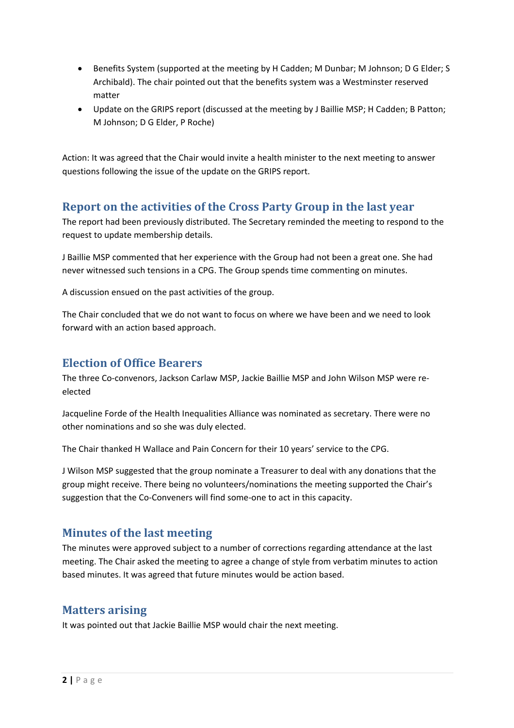- Benefits System (supported at the meeting by H Cadden; M Dunbar; M Johnson; D G Elder; S Archibald). The chair pointed out that the benefits system was a Westminster reserved matter
- Update on the GRIPS report (discussed at the meeting by J Baillie MSP; H Cadden; B Patton; M Johnson; D G Elder, P Roche)

Action: It was agreed that the Chair would invite a health minister to the next meeting to answer questions following the issue of the update on the GRIPS report.

## Report on the activities of the Cross Party Group in the last year

The report had been previously distributed. The Secretary reminded the meeting to respond to the request to update membership details.

J Baillie MSP commented that her experience with the Group had not been a great one. She had never witnessed such tensions in a CPG. The Group spends time commenting on minutes.

A discussion ensued on the past activities of the group.

The Chair concluded that we do not want to focus on where we have been and we need to look forward with an action based approach.

## Election of Office Bearers

The three Co-convenors, Jackson Carlaw MSP, Jackie Baillie MSP and John Wilson MSP were re-elected

Jacqueline Forde of the Health Inequalities Alliance was nominated as secretary. There were no other nominations and so she was duly elected.

The Chair thanked H Wallace and Pain Concern for their 10 years' service to the CPG.

J Wilson MSP suggested that the group nominate a Treasurer to deal with any donations that the group might receive. There being no volunteers/nominations the meeting supported the Chair's suggestion that the Co-Conveners will find some-one to act in this capacity.

## Minutes of the last meeting

The minutes were approved subject to a number of corrections regarding attendance at the last meeting. The Chair asked the meeting to agree a change of style from verbatim minutes to action based minutes. It was agreed that future minutes would be action based.

## Matters arising

It was pointed out that Jackie Baillie MSP would chair the next meeting.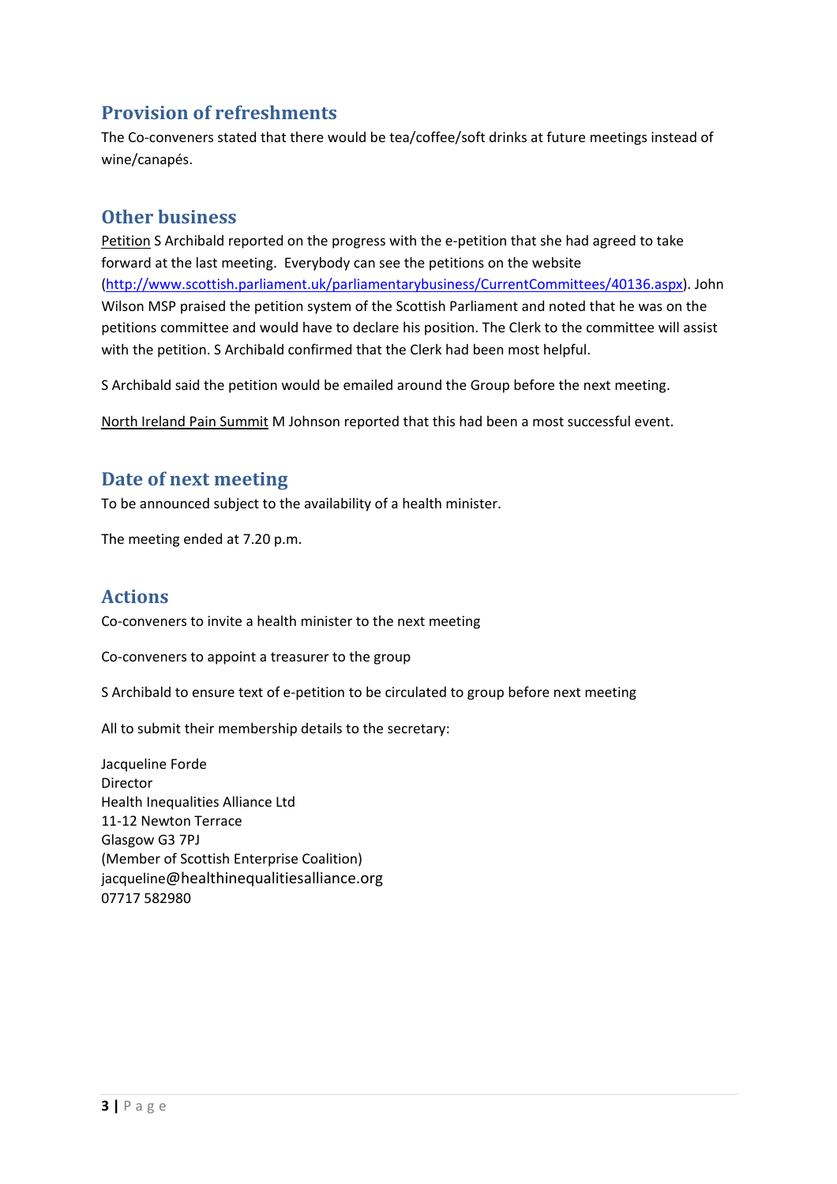## Provision of refreshments

The Co-conveners stated that there would be tea/coffee/soft drinks at future meetings instead of wine/canapés.

## Other business

Petition S Archibald reported on the progress with the e-petition that she had agreed to take forward at the last meeting. Everybody can see the petitions on the website (http://www.scottish.parliament.uk/parliamentarybusiness/CurrentCommittees/40136.aspx). John Wilson MSP praised the petition system of the Scottish Parliament and noted that he was on the petitions committee and would have to declare his position. The Clerk to the committee will assist with the petition. S Archibald confirmed that the Clerk had been most helpful.

S Archibald said the petition would be emailed around the Group before the next meeting.

North Ireland Pain Summit M Johnson reported that this had been a most successful event.

## Date of next meeting

To be announced subject to the availability of a health minister.

The meeting ended at 7.20 p.m.

## Actions

Co-conveners to invite a health minister to the next meeting

Co-conveners to appoint a treasurer to the group

S Archibald to ensure text of e-petition to be circulated to group before next meeting

All to submit their membership details to the secretary:

Jacqueline Forde
Director
Health Inequalities Alliance Ltd
11-12 Newton Terrace
Glasgow G3 7PJ
(Member of Scottish Enterprise Coalition)
jacqueline@healthinequalitiesalliance.org
07717 582980